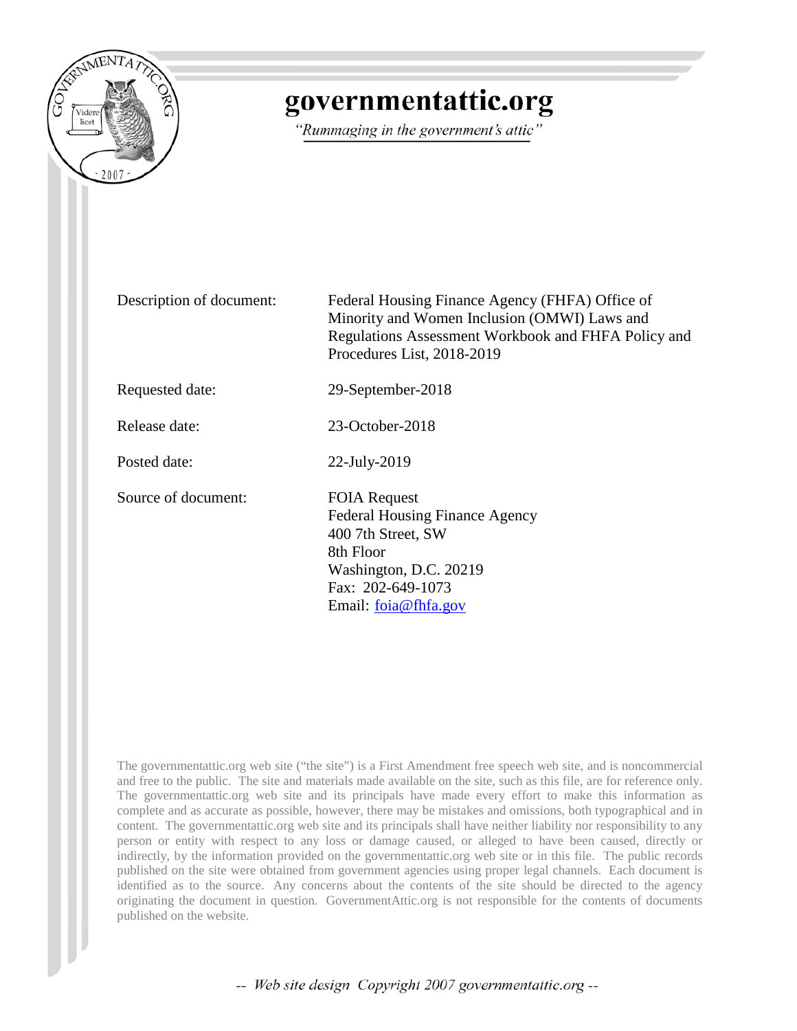# governmentattic.org

*"Rummaging in the government's attic"*

| | |
|---|---|
| Description of document: | Federal Housing Finance Agency (FHFA) Office of Minority and Women Inclusion (OMWI) Laws and Regulations Assessment Workbook and FHFA Policy and Procedures List, 2018-2019 |
| Requested date: | 29-September-2018 |
| Release date: | 23-October-2018 |
| Posted date: | 22-July-2019 |
| Source of document: | FOIA Request<br>Federal Housing Finance Agency<br>400 7th Street, SW<br>8th Floor<br>Washington, D.C. 20219<br>Fax: 202-649-1073<br>Email: foia@fhfa.gov |

The governmentattic.org web site ("the site") is a First Amendment free speech web site, and is noncommercial and free to the public. The site and materials made available on the site, such as this file, are for reference only. The governmentattic.org web site and its principals have made every effort to make this information as complete and as accurate as possible, however, there may be mistakes and omissions, both typographical and in content. The governmentattic.org web site and its principals shall have neither liability nor responsibility to any person or entity with respect to any loss or damage caused, or alleged to have been caused, directly or indirectly, by the information provided on the governmentattic.org web site or in this file. The public records published on the site were obtained from government agencies using proper legal channels. Each document is identified as to the source. Any concerns about the contents of the site should be directed to the agency originating the document in question. GovernmentAttic.org is not responsible for the contents of documents published on the website.

-- *Web site design Copyright 2007 governmentattic.org* --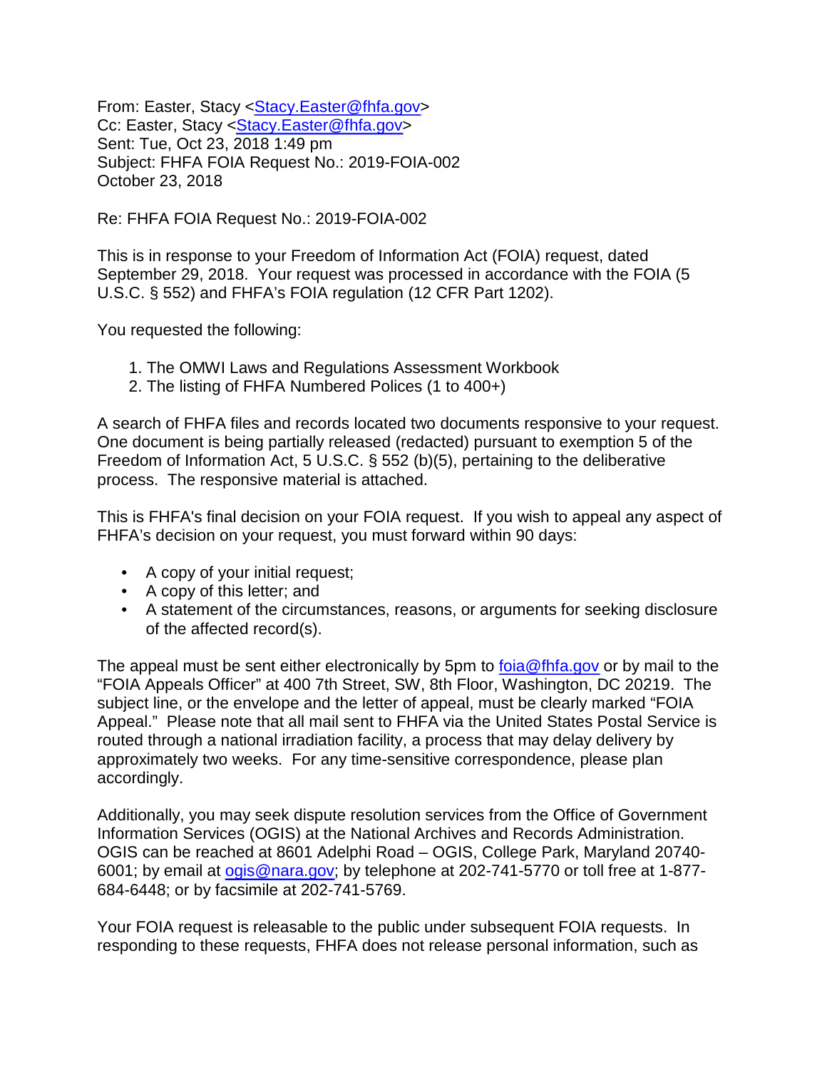From: Easter, Stacy <Stacy.Easter@fhfa.gov>
Cc: Easter, Stacy <Stacy.Easter@fhfa.gov>
Sent: Tue, Oct 23, 2018 1:49 pm
Subject: FHFA FOIA Request No.: 2019-FOIA-002
October 23, 2018

Re: FHFA FOIA Request No.: 2019-FOIA-002

This is in response to your Freedom of Information Act (FOIA) request, dated September 29, 2018. Your request was processed in accordance with the FOIA (5 U.S.C. § 552) and FHFA's FOIA regulation (12 CFR Part 1202).

You requested the following:

1. The OMWI Laws and Regulations Assessment Workbook
2. The listing of FHFA Numbered Polices (1 to 400+)

A search of FHFA files and records located two documents responsive to your request. One document is being partially released (redacted) pursuant to exemption 5 of the Freedom of Information Act, 5 U.S.C. § 552 (b)(5), pertaining to the deliberative process. The responsive material is attached.

This is FHFA's final decision on your FOIA request. If you wish to appeal any aspect of FHFA's decision on your request, you must forward within 90 days:

- A copy of your initial request;
- A copy of this letter; and
- A statement of the circumstances, reasons, or arguments for seeking disclosure of the affected record(s).

The appeal must be sent either electronically by 5pm to foia@fhfa.gov or by mail to the "FOIA Appeals Officer" at 400 7th Street, SW, 8th Floor, Washington, DC 20219. The subject line, or the envelope and the letter of appeal, must be clearly marked "FOIA Appeal." Please note that all mail sent to FHFA via the United States Postal Service is routed through a national irradiation facility, a process that may delay delivery by approximately two weeks. For any time-sensitive correspondence, please plan accordingly.

Additionally, you may seek dispute resolution services from the Office of Government Information Services (OGIS) at the National Archives and Records Administration. OGIS can be reached at 8601 Adelphi Road – OGIS, College Park, Maryland 20740-6001; by email at ogis@nara.gov; by telephone at 202-741-5770 or toll free at 1-877-684-6448; or by facsimile at 202-741-5769.

Your FOIA request is releasable to the public under subsequent FOIA requests. In responding to these requests, FHFA does not release personal information, such as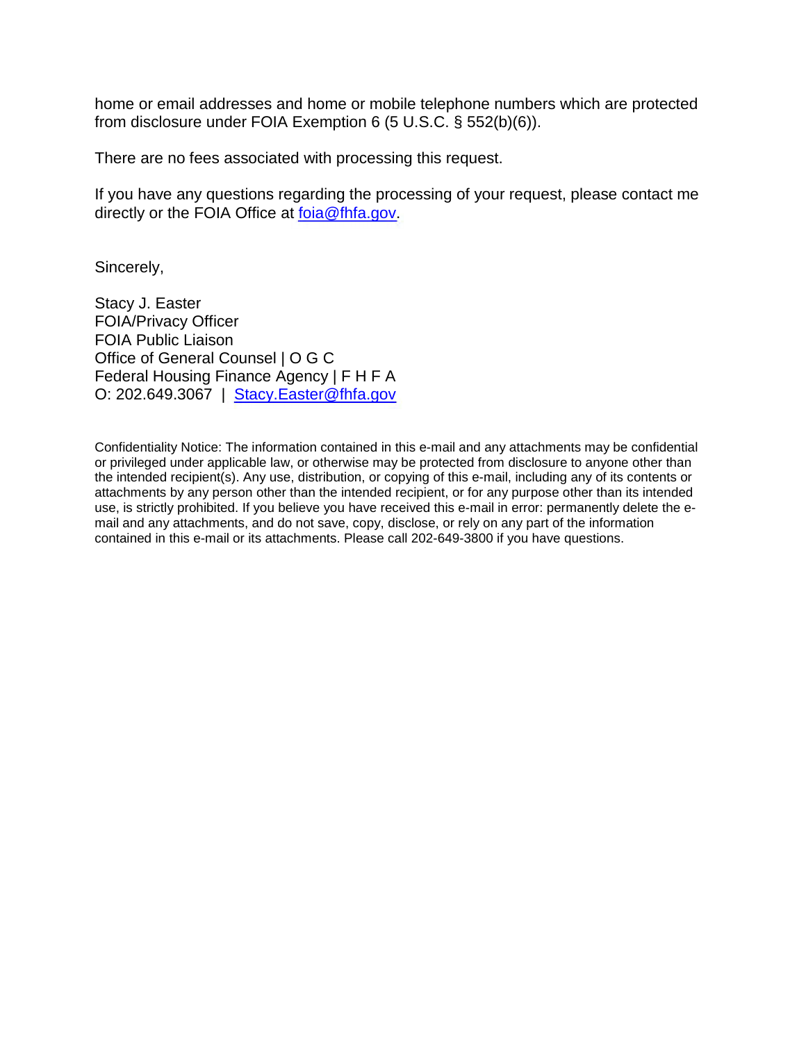home or email addresses and home or mobile telephone numbers which are protected from disclosure under FOIA Exemption 6 (5 U.S.C. § 552(b)(6)).

There are no fees associated with processing this request.

If you have any questions regarding the processing of your request, please contact me directly or the FOIA Office at foia@fhfa.gov.

Sincerely,

Stacy J. Easter
FOIA/Privacy Officer
FOIA Public Liaison
Office of General Counsel | O G C
Federal Housing Finance Agency | F H F A
O: 202.649.3067 | Stacy.Easter@fhfa.gov

Confidentiality Notice: The information contained in this e-mail and any attachments may be confidential or privileged under applicable law, or otherwise may be protected from disclosure to anyone other than the intended recipient(s). Any use, distribution, or copying of this e-mail, including any of its contents or attachments by any person other than the intended recipient, or for any purpose other than its intended use, is strictly prohibited. If you believe you have received this e-mail in error: permanently delete the e-mail and any attachments, and do not save, copy, disclose, or rely on any part of the information contained in this e-mail or its attachments. Please call 202-649-3800 if you have questions.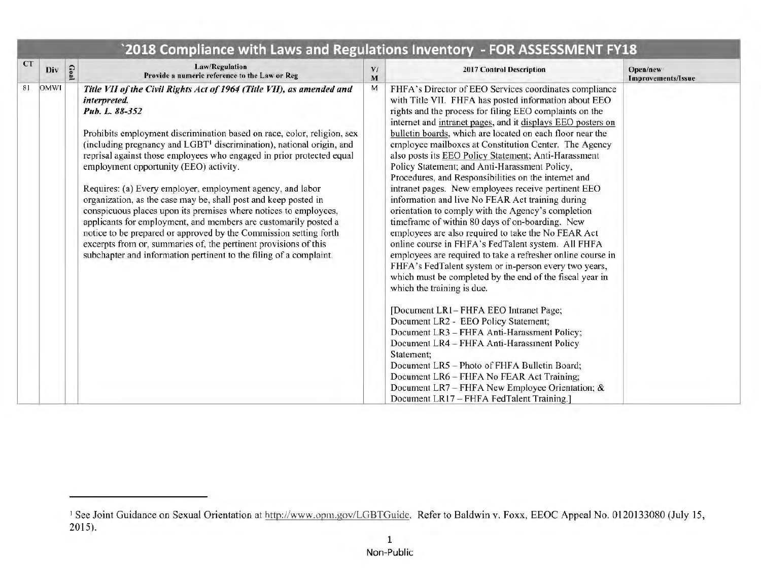| `2018 Compliance with Laws and Regulations Inventory - FOR ASSESSMENT FY18 | | | | | | |
|---|---|---|---|---|---|---|
| **CT** | **Div** | **Goal** | **Law/Regulation**<br>**Provide a numeric reference to the Law or Reg** | **V/M** | **2017 Control Description** | **Open/new Improvements/Issue** |
| 81 | OMWI | | ***Title VII of the Civil Rights Act of 1964 (Title VII), as amended and interpreted.***<br>***Pub. L. 88-352***<br><br>Prohibits employment discrimination based on race, color, religion, sex (including pregnancy and LGBT[1] discrimination), national origin, and reprisal against those employees who engaged in prior protected equal employment opportunity (EEO) activity.<br><br>Requires: (a) Every employer, employment agency, and labor organization, as the case may be, shall post and keep posted in conspicuous places upon its premises where notices to employees, applicants for employment, and members are customarily posted a notice to be prepared or approved by the Commission setting forth excerpts from or, summaries of, the pertinent provisions of this subchapter and information pertinent to the filing of a complaint. | M | FHFA's Director of EEO Services coordinates compliance with Title VII. FHFA has posted information about EEO rights and the process for filing EEO complaints on the internet and intranet pages, and it displays EEO posters on bulletin boards, which are located on each floor near the employee mailboxes at Constitution Center. The Agency also posts its EEO Policy Statement; Anti-Harassment Policy Statement; and Anti-Harassment Policy, Procedures, and Responsibilities on the internet and intranet pages. New employees receive pertinent EEO information and live No FEAR Act training during orientation to comply with the Agency's completion timeframe of within 80 days of on-boarding. New employees are also required to take the No FEAR Act online course in FHFA's FedTalent system. All FHFA employees are required to take a refresher online course in FHFA's FedTalent system or in-person every two years, which must be completed by the end of the fiscal year in which the training is due.<br><br>[Document LR1 – FHFA EEO Intranet Page;<br>Document LR2 - EEO Policy Statement;<br>Document LR3 – FHFA Anti-Harassment Policy;<br>Document LR4 – FHFA Anti-Harassment Policy Statement;<br>Document LR5 – Photo of FHFA Bulletin Board;<br>Document LR6 – FHFA No FEAR Act Training;<br>Document LR7 – FHFA New Employee Orientation; &<br>Document LR17 – FHFA FedTalent Training.] | |

[1] See Joint Guidance on Sexual Orientation at http://www.opm.gov/LGBTGuide. Refer to Baldwin v. Foxx, EEOC Appeal No. 0120133080 (July 15, 2015).

Non-Public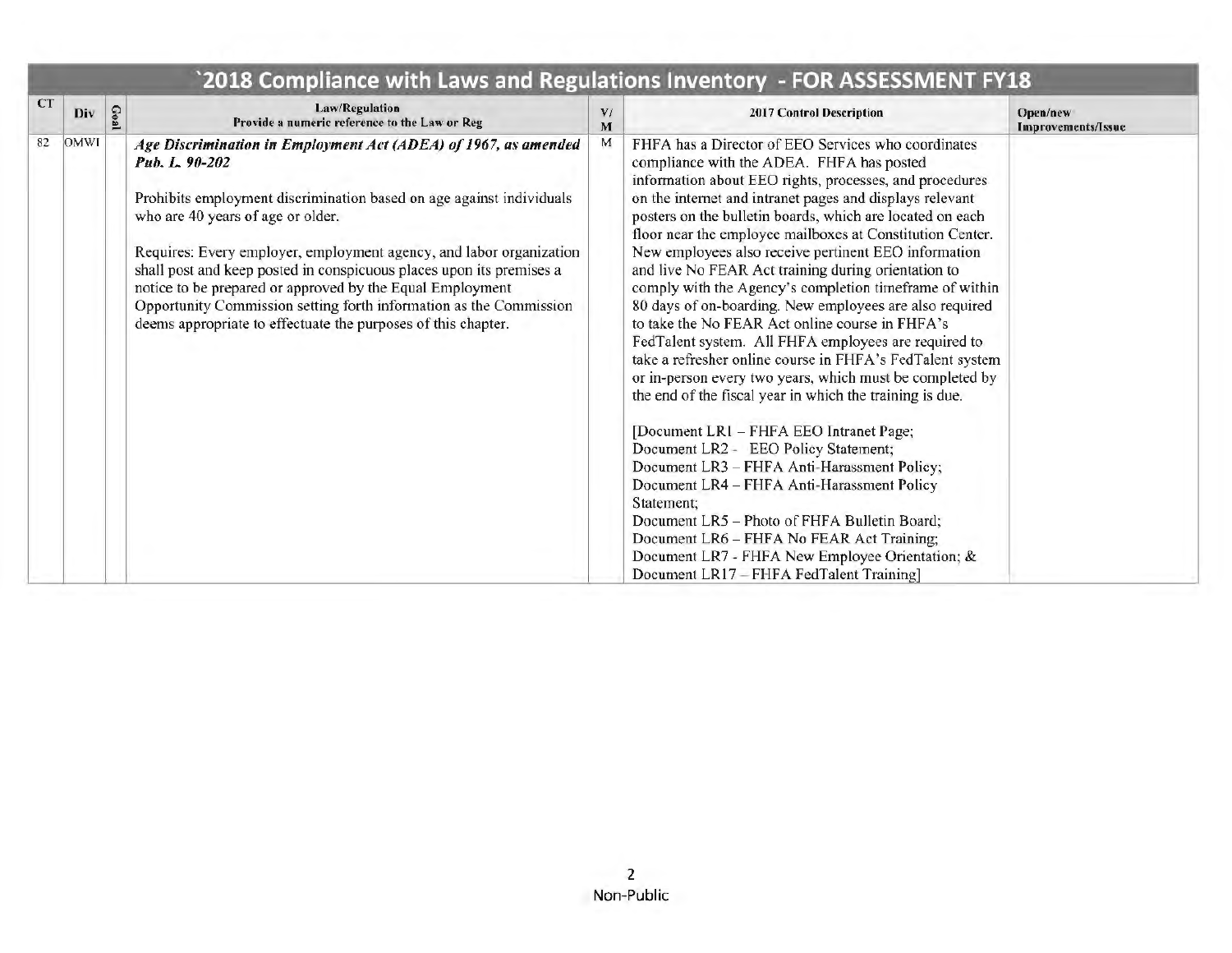| `2018 Compliance with Laws and Regulations Inventory - FOR ASSESSMENT FY18 | | | | | | |
|---|---|---|---|---|---|---|
| CT | Div | Goal | Law/Regulation<br>Provide a numeric reference to the Law or Reg | V/<br>M | 2017 Control Description | Open/new<br>Improvements/Issue |
| 82 | OMWI | | ***Age Discrimination in Employment Act (ADEA) of 1967, as amended Pub. L. 90-202***<br><br>Prohibits employment discrimination based on age against individuals who are 40 years of age or older.<br><br>Requires: Every employer, employment agency, and labor organization shall post and keep posted in conspicuous places upon its premises a notice to be prepared or approved by the Equal Employment Opportunity Commission setting forth information as the Commission deems appropriate to effectuate the purposes of this chapter. | M | FHFA has a Director of EEO Services who coordinates compliance with the ADEA. FHFA has posted information about EEO rights, processes, and procedures on the internet and intranet pages and displays relevant posters on the bulletin boards, which are located on each floor near the employee mailboxes at Constitution Center. New employees also receive pertinent EEO information and live No FEAR Act training during orientation to comply with the Agency's completion timeframe of within 80 days of on-boarding. New employees are also required to take the No FEAR Act online course in FHFA's FedTalent system. All FHFA employees are required to take a refresher online course in FHFA's FedTalent system or in-person every two years, which must be completed by the end of the fiscal year in which the training is due.<br><br>[Document LR1 – FHFA EEO Intranet Page;<br>Document LR2 - EEO Policy Statement;<br>Document LR3 – FHFA Anti-Harassment Policy;<br>Document LR4 – FHFA Anti-Harassment Policy Statement;<br>Document LR5 – Photo of FHFA Bulletin Board;<br>Document LR6 – FHFA No FEAR Act Training;<br>Document LR7 - FHFA New Employee Orientation; &<br>Document LR17 – FHFA FedTalent Training] | |

Non-Public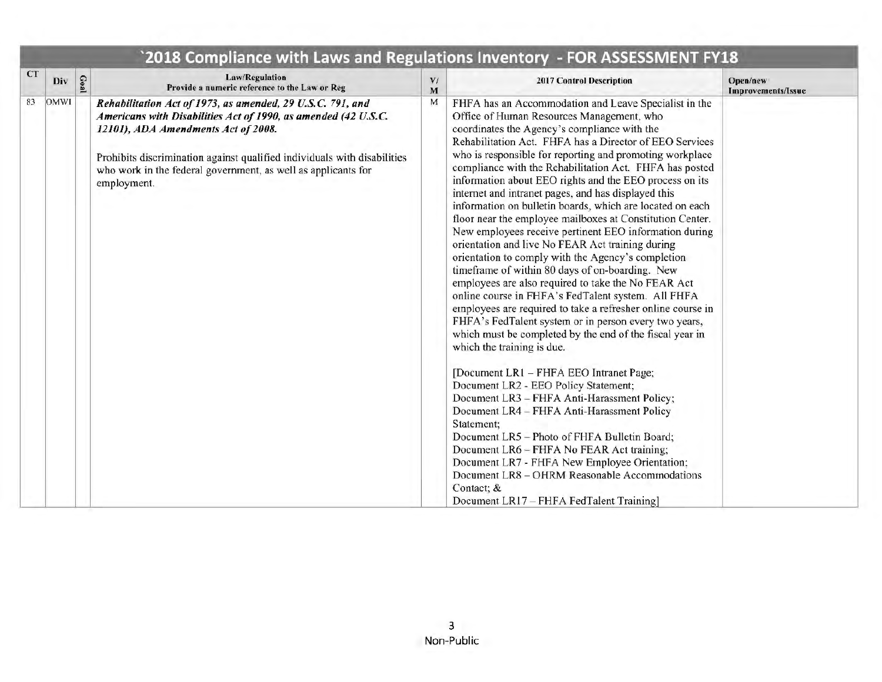# `2018 Compliance with Laws and Regulations Inventory - FOR ASSESSMENT FY18

| CT | Div | Goal | Law/Regulation<br>Provide a numeric reference to the Law or Reg | V/<br>M | 2017 Control Description | Open/new<br>Improvements/Issue |
|---|---|---|---|---|---|---|
| 83 | OMWI | | ***Rehabilitation Act of 1973, as amended, 29 U.S.C. 791, and Americans with Disabilities Act of 1990, as amended (42 U.S.C. 12101), ADA Amendments Act of 2008.***<br><br>Prohibits discrimination against qualified individuals with disabilities who work in the federal government, as well as applicants for employment. | M | FHFA has an Accommodation and Leave Specialist in the Office of Human Resources Management, who coordinates the Agency's compliance with the Rehabilitation Act. FHFA has a Director of EEO Services who is responsible for reporting and promoting workplace compliance with the Rehabilitation Act. FHFA has posted information about EEO rights and the EEO process on its internet and intranet pages, and has displayed this information on bulletin boards, which are located on each floor near the employee mailboxes at Constitution Center. New employees receive pertinent EEO information during orientation and live No FEAR Act training during orientation to comply with the Agency's completion timeframe of within 80 days of on-boarding. New employees are also required to take the No FEAR Act online course in FHFA's FedTalent system. All FHFA employees are required to take a refresher online course in FHFA's FedTalent system or in person every two years, which must be completed by the end of the fiscal year in which the training is due.<br><br>[Document LR1 – FHFA EEO Intranet Page;<br>Document LR2 - EEO Policy Statement;<br>Document LR3 – FHFA Anti-Harassment Policy;<br>Document LR4 – FHFA Anti-Harassment Policy Statement;<br>Document LR5 – Photo of FHFA Bulletin Board;<br>Document LR6 – FHFA No FEAR Act training;<br>Document LR7 - FHFA New Employee Orientation;<br>Document LR8 – OHRM Reasonable Accommodations Contact; &<br>Document LR17 – FHFA FedTalent Training] | |

Non-Public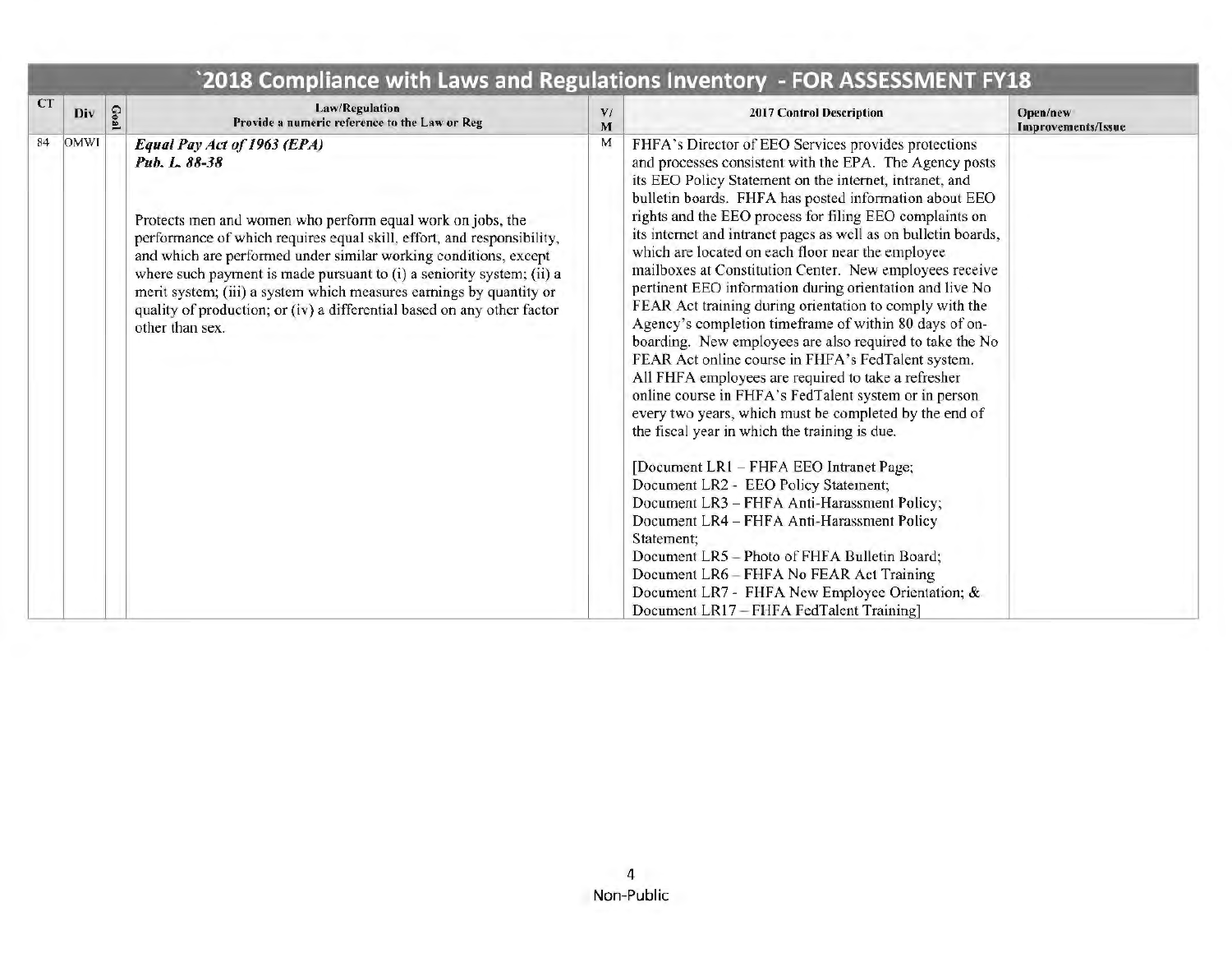| `2018 Compliance with Laws and Regulations Inventory - FOR ASSESSMENT FY18 | | | | | | |
|---|---|---|---|---|---|---|
| **CT** | **Div** | **Goal** | **Law/Regulation**<br>**Provide a numeric reference to the Law or Reg** | **V/M** | **2017 Control Description** | **Open/new Improvements/Issue** |
| 84 | OMWI | | ***Equal Pay Act of 1963 (EPA)***<br>***Pub. L. 88-38***<br><br>Protects men and women who perform equal work on jobs, the performance of which requires equal skill, effort, and responsibility, and which are performed under similar working conditions, except where such payment is made pursuant to (i) a seniority system; (ii) a merit system; (iii) a system which measures earnings by quantity or quality of production; or (iv) a differential based on any other factor other than sex. | M | FHFA's Director of EEO Services provides protections and processes consistent with the EPA. The Agency posts its EEO Policy Statement on the internet, intranet, and bulletin boards. FHFA has posted information about EEO rights and the EEO process for filing EEO complaints on its internet and intranet pages as well as on bulletin boards, which are located on each floor near the employee mailboxes at Constitution Center. New employees receive pertinent EEO information during orientation and live No FEAR Act training during orientation to comply with the Agency's completion timeframe of within 80 days of on-boarding. New employees are also required to take the No FEAR Act online course in FHFA's FedTalent system. All FHFA employees are required to take a refresher online course in FHFA's FedTalent system or in person every two years, which must be completed by the end of the fiscal year in which the training is due.<br><br>[Document LR1 – FHFA EEO Intranet Page;<br>Document LR2 - EEO Policy Statement;<br>Document LR3 – FHFA Anti-Harassment Policy;<br>Document LR4 – FHFA Anti-Harassment Policy Statement;<br>Document LR5 – Photo of FHFA Bulletin Board;<br>Document LR6 – FHFA No FEAR Act Training<br>Document LR7 - FHFA New Employee Orientation; &<br>Document LR17 – FHFA FedTalent Training] | |

Non-Public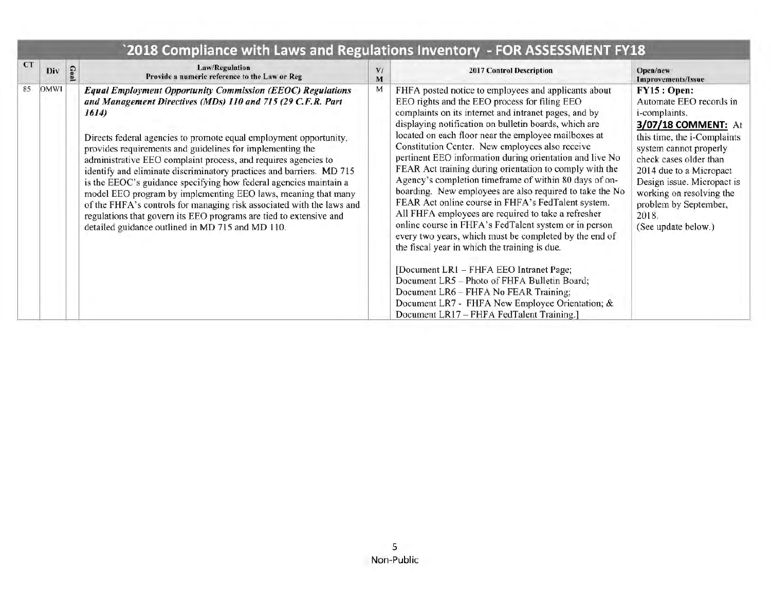| `2018 Compliance with Laws and Regulations Inventory - FOR ASSESSMENT FY18 | | | | | | |
|---|---|---|---|---|---|---|
| CT | Div | Goal | Law/Regulation<br>Provide a numeric reference to the Law or Reg | V/<br>M | 2017 Control Description | Open/new<br>Improvements/Issue |
| 85 | OMWI | | ***Equal Employment Opportunity Commission (EEOC) Regulations and Management Directives (MDs) 110 and 715 (29 C.F.R. Part 1614)***<br><br>Directs federal agencies to promote equal employment opportunity, provides requirements and guidelines for implementing the administrative EEO complaint process, and requires agencies to identify and eliminate discriminatory practices and barriers. MD 715 is the EEOC's guidance specifying how federal agencies maintain a model EEO program by implementing EEO laws, meaning that many of the FHFA's controls for managing risk associated with the laws and regulations that govern its EEO programs are tied to extensive and detailed guidance outlined in MD 715 and MD 110. | M | FHFA posted notice to employees and applicants about EEO rights and the EEO process for filing EEO complaints on its internet and intranet pages, and by displaying notification on bulletin boards, which are located on each floor near the employee mailboxes at Constitution Center. New employees also receive pertinent EEO information during orientation and live No FEAR Act training during orientation to comply with the Agency's completion timeframe of within 80 days of on-boarding. New employees are also required to take the No FEAR Act online course in FHFA's FedTalent system. All FHFA employees are required to take a refresher online course in FHFA's FedTalent system or in person every two years, which must be completed by the end of the fiscal year in which the training is due.<br><br>[Document LR1 – FHFA EEO Intranet Page;<br>Document LR5 – Photo of FHFA Bulletin Board;<br>Document LR6 – FHFA No FEAR Training;<br>Document LR7 - FHFA New Employee Orientation; &<br>Document LR17 – FHFA FedTalent Training.] | **FY15 : Open:**<br>Automate EEO records in i-complaints.<br>**3/07/18 COMMENT:** At this time, the i-Complaints system cannot properly check cases older than 2014 due to a Micropact Design issue. Micropact is working on resolving the problem by September, 2018.<br>(See update below.) |

Non-Public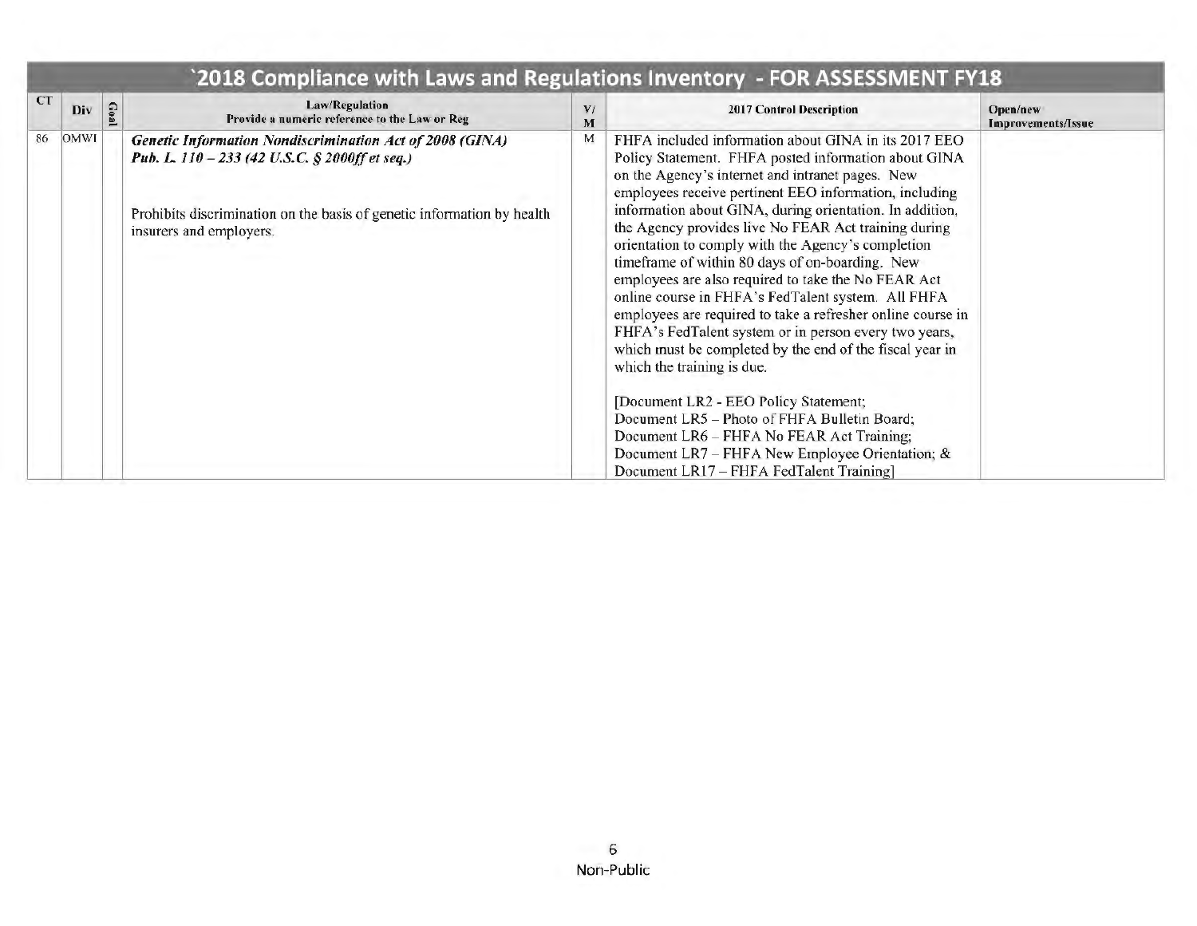| `2018 Compliance with Laws and Regulations Inventory - FOR ASSESSMENT FY18 | | | | | | |
|---|---|---|---|---|---|---|
| **CT** | **Div** | **Goal** | **Law/Regulation**<br>**Provide a numeric reference to the Law or Reg** | **V/M** | **2017 Control Description** | **Open/new Improvements/Issue** |
| 86 | OMWI | | ***Genetic Information Nondiscrimination Act of 2008 (GINA)***<br>***Pub. L. 110 – 233 (42 U.S.C. § 2000ff et seq.)***<br><br>Prohibits discrimination on the basis of genetic information by health insurers and employers. | M | FHFA included information about GINA in its 2017 EEO Policy Statement. FHFA posted information about GINA on the Agency's internet and intranet pages. New employees receive pertinent EEO information, including information about GINA, during orientation. In addition, the Agency provides live No FEAR Act training during orientation to comply with the Agency's completion timeframe of within 80 days of on-boarding. New employees are also required to take the No FEAR Act online course in FHFA's FedTalent system. All FHFA employees are required to take a refresher online course in FHFA's FedTalent system or in person every two years, which must be completed by the end of the fiscal year in which the training is due.<br><br>[Document LR2 - EEO Policy Statement;<br>Document LR5 – Photo of FHFA Bulletin Board;<br>Document LR6 – FHFA No FEAR Act Training;<br>Document LR7 – FHFA New Employee Orientation; &<br>Document LR17 – FHFA FedTalent Training] | |

Non-Public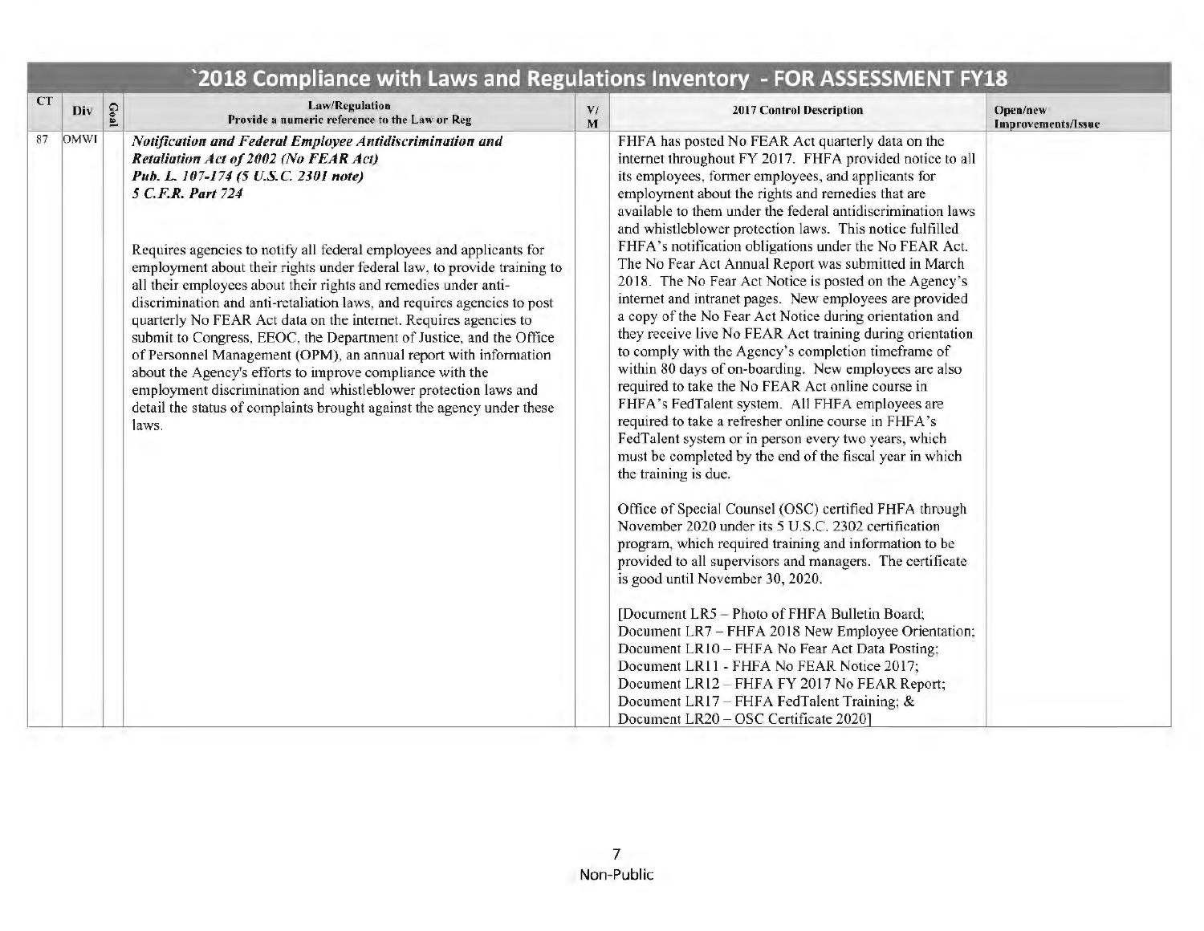| `2018 Compliance with Laws and Regulations Inventory - FOR ASSESSMENT FY18 | | | | | | |
|---|---|---|---|---|---|---|
| CT | Div | Goal | Law/Regulation<br>Provide a numeric reference to the Law or Reg | V/<br>M | 2017 Control Description | Open/new<br>Improvements/Issue |
| 87 | OMWI | | ***Notification and Federal Employee Antidiscrimination and Retaliation Act of 2002 (No FEAR Act)***<br>***Pub. L. 107-174 (5 U.S.C. 2301 note)***<br>***5 C.F.R. Part 724***<br><br>Requires agencies to notify all federal employees and applicants for employment about their rights under federal law, to provide training to all their employees about their rights and remedies under anti-discrimination and anti-retaliation laws, and requires agencies to post quarterly No FEAR Act data on the internet. Requires agencies to submit to Congress, EEOC, the Department of Justice, and the Office of Personnel Management (OPM), an annual report with information about the Agency's efforts to improve compliance with the employment discrimination and whistleblower protection laws and detail the status of complaints brought against the agency under these laws. | | FHFA has posted No FEAR Act quarterly data on the internet throughout FY 2017. FHFA provided notice to all its employees, former employees, and applicants for employment about the rights and remedies that are available to them under the federal antidiscrimination laws and whistleblower protection laws. This notice fulfilled FHFA's notification obligations under the No FEAR Act. The No Fear Act Annual Report was submitted in March 2018. The No Fear Act Notice is posted on the Agency's internet and intranet pages. New employees are provided a copy of the No Fear Act Notice during orientation and they receive live No FEAR Act training during orientation to comply with the Agency's completion timeframe of within 80 days of on-boarding. New employees are also required to take the No FEAR Act online course in FHFA's FedTalent system. All FHFA employees are required to take a refresher online course in FHFA's FedTalent system or in person every two years, which must be completed by the end of the fiscal year in which the training is due.<br><br>Office of Special Counsel (OSC) certified FHFA through November 2020 under its 5 U.S.C. 2302 certification program, which required training and information to be provided to all supervisors and managers. The certificate is good until November 30, 2020.<br><br>[Document LR5 – Photo of FHFA Bulletin Board; Document LR7 – FHFA 2018 New Employee Orientation; Document LR10 – FHFA No Fear Act Data Posting; Document LR11 - FHFA No FEAR Notice 2017; Document LR12 – FHFA FY 2017 No FEAR Report; Document LR17 – FHFA FedTalent Training; & Document LR20 – OSC Certificate 2020] | |

Non-Public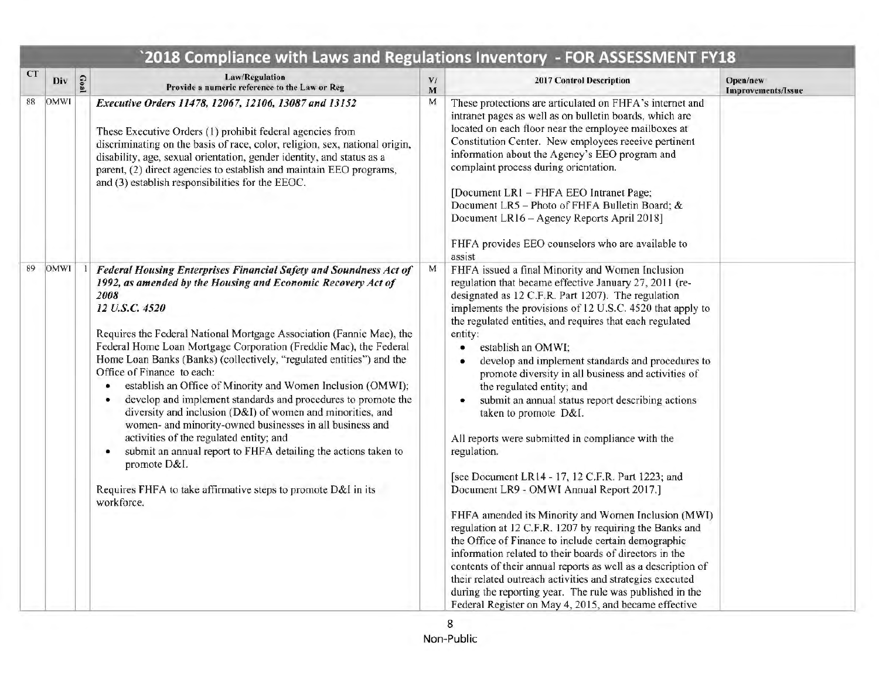# `2018 Compliance with Laws and Regulations Inventory - FOR ASSESSMENT FY18

| CT | Div | Goal | Law/Regulation<br>Provide a numeric reference to the Law or Reg | V/<br>M | 2017 Control Description | Open/new<br>Improvements/Issue |
|---|---|---|---|---|---|---|
| 88 | OMWI | | ***Executive Orders 11478, 12067, 12106, 13087 and 13152***<br><br>These Executive Orders (1) prohibit federal agencies from discriminating on the basis of race, color, religion, sex, national origin, disability, age, sexual orientation, gender identity, and status as a parent, (2) direct agencies to establish and maintain EEO programs, and (3) establish responsibilities for the EEOC. | M | These protections are articulated on FHFA's internet and intranet pages as well as on bulletin boards, which are located on each floor near the employee mailboxes at Constitution Center. New employees receive pertinent information about the Agency's EEO program and complaint process during orientation.<br><br>[Document LR1 – FHFA EEO Intranet Page; Document LR5 – Photo of FHFA Bulletin Board; & Document LR16 – Agency Reports April 2018]<br><br>FHFA provides EEO counselors who are available to assist | |
| 89 | OMWI | 1 | ***Federal Housing Enterprises Financial Safety and Soundness Act of 1992, as amended by the Housing and Economic Recovery Act of 2008***<br>***12 U.S.C. 4520***<br><br>Requires the Federal National Mortgage Association (Fannie Mae), the Federal Home Loan Mortgage Corporation (Freddie Mac), the Federal Home Loan Banks (Banks) (collectively, "regulated entities") and the Office of Finance to each:<br>• establish an Office of Minority and Women Inclusion (OMWI);<br>• develop and implement standards and procedures to promote the diversity and inclusion (D&I) of women and minorities, and women- and minority-owned businesses in all business and activities of the regulated entity; and<br>• submit an annual report to FHFA detailing the actions taken to promote D&I.<br><br>Requires FHFA to take affirmative steps to promote D&I in its workforce. | M | FHFA issued a final Minority and Women Inclusion regulation that became effective January 27, 2011 (re-designated as 12 C.F.R. Part 1207). The regulation implements the provisions of 12 U.S.C. 4520 that apply to the regulated entities, and requires that each regulated entity:<br>• establish an OMWI;<br>• develop and implement standards and procedures to promote diversity in all business and activities of the regulated entity; and<br>• submit an annual status report describing actions taken to promote D&I.<br><br>All reports were submitted in compliance with the regulation.<br><br>[see Document LR14 - 17, 12 C.F.R. Part 1223; and Document LR9 - OMWI Annual Report 2017.]<br><br>FHFA amended its Minority and Women Inclusion (MWI) regulation at 12 C.F.R. 1207 by requiring the Banks and the Office of Finance to include certain demographic information related to their boards of directors in the contents of their annual reports as well as a description of their related outreach activities and strategies executed during the reporting year. The rule was published in the Federal Register on May 4, 2015, and became effective | |

Non-Public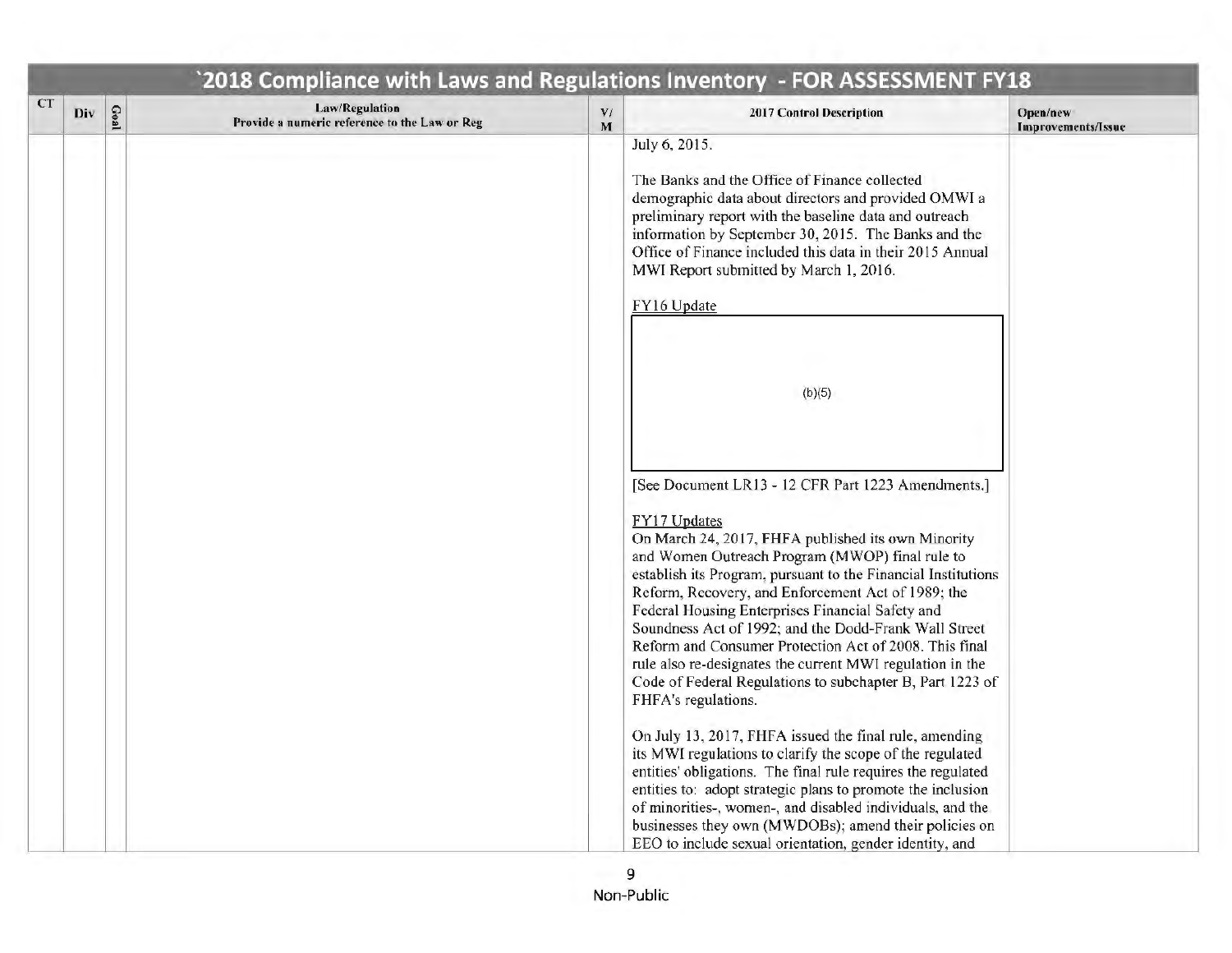# `2018 Compliance with Laws and Regulations Inventory - FOR ASSESSMENT FY18

| CT | Div | Goal | Law/Regulation<br>Provide a numeric reference to the Law or Reg | V/<br>M | 2017 Control Description | Open/new<br>Improvements/Issue |
|---|---|---|---|---|---|---|
| | | | | | July 6, 2015.<br><br>The Banks and the Office of Finance collected demographic data about directors and provided OMWI a preliminary report with the baseline data and outreach information by September 30, 2015. The Banks and the Office of Finance included this data in their 2015 Annual MWI Report submitted by March 1, 2016.<br><br>FY16 Update<br><br>(b)(5)<br><br>[See Document LR13 - 12 CFR Part 1223 Amendments.]<br><br>FY17 Updates<br>On March 24, 2017, FHFA published its own Minority and Women Outreach Program (MWOP) final rule to establish its Program, pursuant to the Financial Institutions Reform, Recovery, and Enforcement Act of 1989; the Federal Housing Enterprises Financial Safety and Soundness Act of 1992; and the Dodd-Frank Wall Street Reform and Consumer Protection Act of 2008. This final rule also re-designates the current MWI regulation in the Code of Federal Regulations to subchapter B, Part 1223 of FHFA's regulations.<br><br>On July 13, 2017, FHFA issued the final rule, amending its MWI regulations to clarify the scope of the regulated entities' obligations. The final rule requires the regulated entities to: adopt strategic plans to promote the inclusion of minorities-, women-, and disabled individuals, and the businesses they own (MWDOBs); amend their policies on EEO to include sexual orientation, gender identity, and | |

Non-Public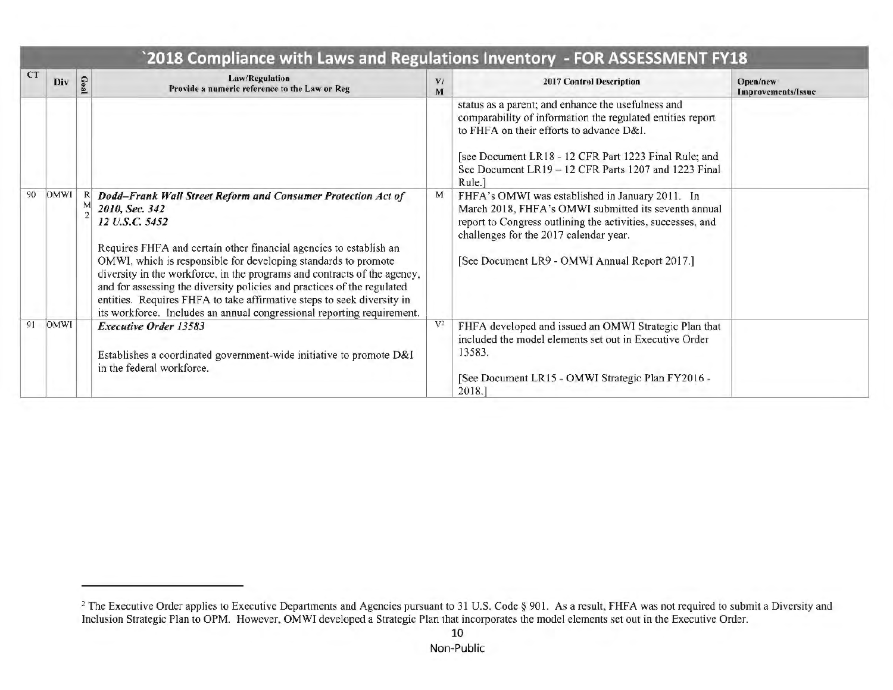| `2018 Compliance with Laws and Regulations Inventory - FOR ASSESSMENT FY18 | | | | | | |
|---|---|---|---|---|---|---|
| CT | Div | Goal | Law/Regulation<br>Provide a numeric reference to the Law or Reg | V/M | 2017 Control Description | Open/new Improvements/Issue |
| | | | | | status as a parent; and enhance the usefulness and comparability of information the regulated entities report to FHFA on their efforts to advance D&I.<br><br>[see Document LR18 - 12 CFR Part 1223 Final Rule; and See Document LR19 – 12 CFR Parts 1207 and 1223 Final Rule.] | |
| 90 | OMWI | RM2 | ***Dodd–Frank Wall Street Reform and Consumer Protection Act of 2010, Sec. 342***<br>***12 U.S.C. 5452***<br><br>Requires FHFA and certain other financial agencies to establish an OMWI, which is responsible for developing standards to promote diversity in the workforce, in the programs and contracts of the agency, and for assessing the diversity policies and practices of the regulated entities. Requires FHFA to take affirmative steps to seek diversity in its workforce. Includes an annual congressional reporting requirement. | M | FHFA's OMWI was established in January 2011. In March 2018, FHFA's OMWI submitted its seventh annual report to Congress outlining the activities, successes, and challenges for the 2017 calendar year.<br><br>[See Document LR9 - OMWI Annual Report 2017.] | |
| 91 | OMWI | | ***Executive Order 13583***<br><br>Establishes a coordinated government-wide initiative to promote D&I in the federal workforce. | V[2] | FHFA developed and issued an OMWI Strategic Plan that included the model elements set out in Executive Order 13583.<br><br>[See Document LR15 - OMWI Strategic Plan FY2016 - 2018.] | |

[2] The Executive Order applies to Executive Departments and Agencies pursuant to 31 U.S. Code § 901. As a result, FHFA was not required to submit a Diversity and Inclusion Strategic Plan to OPM. However, OMWI developed a Strategic Plan that incorporates the model elements set out in the Executive Order.

Non-Public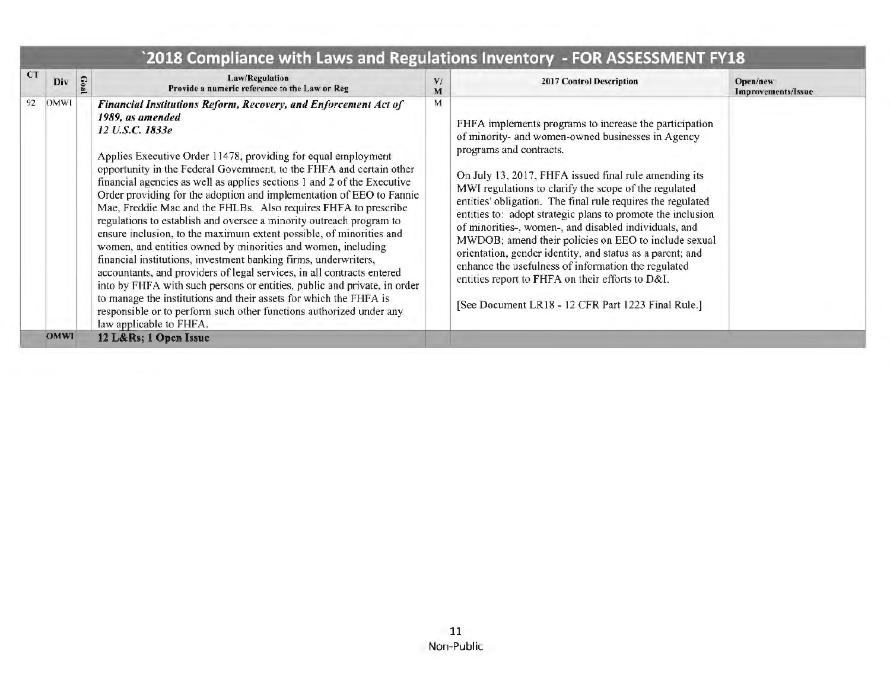| `2018 Compliance with Laws and Regulations Inventory - FOR ASSESSMENT FY18 | | | | | | |
|---|---|---|---|---|---|---|
| CT | Div | Goal | Law/Regulation<br>Provide a numeric reference to the Law or Reg | V/<br>M | 2017 Control Description | Open/new<br>Improvements/Issue |
| 92 | OMWI | | ***Financial Institutions Reform, Recovery, and Enforcement Act of 1989, as amended***<br>***12 U.S.C. 1833e***<br><br>Applies Executive Order 11478, providing for equal employment opportunity in the Federal Government, to the FHFA and certain other financial agencies as well as applies sections 1 and 2 of the Executive Order providing for the adoption and implementation of EEO to Fannie Mae, Freddie Mac and the FHLBs. Also requires FHFA to prescribe regulations to establish and oversee a minority outreach program to ensure inclusion, to the maximum extent possible, of minorities and women, and entities owned by minorities and women, including financial institutions, investment banking firms, underwriters, accountants, and providers of legal services, in all contracts entered into by FHFA with such persons or entities, public and private, in order to manage the institutions and their assets for which the FHFA is responsible or to perform such other functions authorized under any law applicable to FHFA. | M | FHFA implements programs to increase the participation of minority- and women-owned businesses in Agency programs and contracts.<br><br>On July 13, 2017, FHFA issued final rule amending its MWI regulations to clarify the scope of the regulated entities' obligation. The final rule requires the regulated entities to: adopt strategic plans to promote the inclusion of minorities-, women-, and disabled individuals, and MWDOB; amend their policies on EEO to include sexual orientation, gender identity, and status as a parent; and enhance the usefulness of information the regulated entities report to FHFA on their efforts to D&I.<br><br>[See Document LR18 - 12 CFR Part 1223 Final Rule.] | |
| | **OMWI** | | **12 L&Rs; 1 Open Issue** | | | |

Non-Public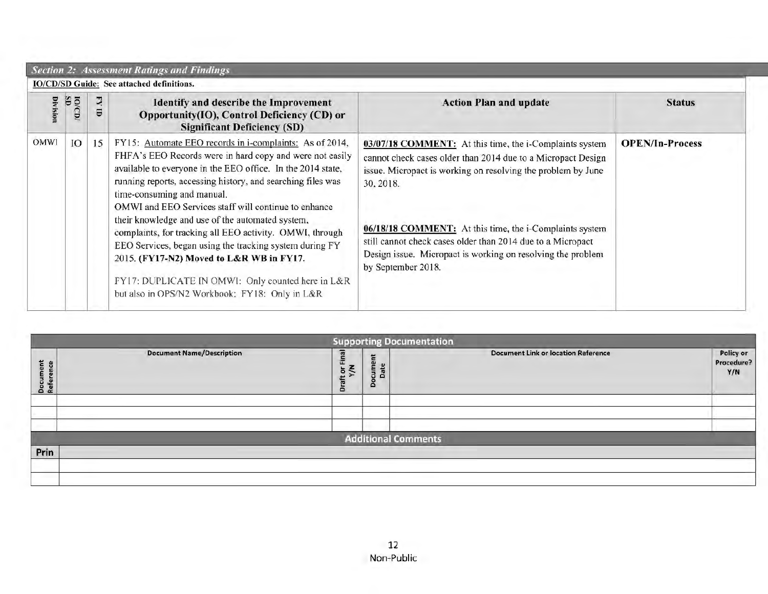## *Section 2: Assessment Ratings and Findings*

**IO/CD/SD Guide:** See attached definitions.

| Division | IO/CD/SD | FY ID | Identify and describe the Improvement Opportunity(IO), Control Deficiency (CD) or Significant Deficiency (SD) | Action Plan and update | Status |
|---|---|---|---|---|---|
| OMWI | IO | 15 | FY15: Automate EEO records in i-complaints: As of 2014, FHFA's EEO Records were in hard copy and were not easily available to everyone in the EEO office. In the 2014 state, running reports, accessing history, and searching files was time-consuming and manual.<br>OMWI and EEO Services staff will continue to enhance their knowledge and use of the automated system, complaints, for tracking all EEO activity. OMWI, through EEO Services, began using the tracking system during FY 2015. **(FY17-N2) Moved to L&R WB in FY17.**<br><br>FY17: DUPLICATE IN OMWI: Only counted here in L&R but also in OPS/N2 Workbook; FY18: Only in L&R | **03/07/18 COMMENT:** At this time, the i-Complaints system cannot check cases older than 2014 due to a Micropact Design issue. Micropact is working on resolving the problem by June 30, 2018.<br><br>**06/18/18 COMMENT:** At this time, the i-Complaints system still cannot check cases older than 2014 due to a Micropact Design issue. Micropact is working on resolving the problem by September 2018. | **OPEN/In-Process** |

| Supporting Documentation | | | | | |
|---|---|---|---|---|---|
| Document Reference | Document Name/Description | Draft or Final Y/N | Document Date | Document Link or location Reference | Policy or Procedure? Y/N |
| | | | | | |
| | | | | | |
| | | | | | |

| Additional Comments | |
|---|---|
| Prin | |
| | |
| | |

Non-Public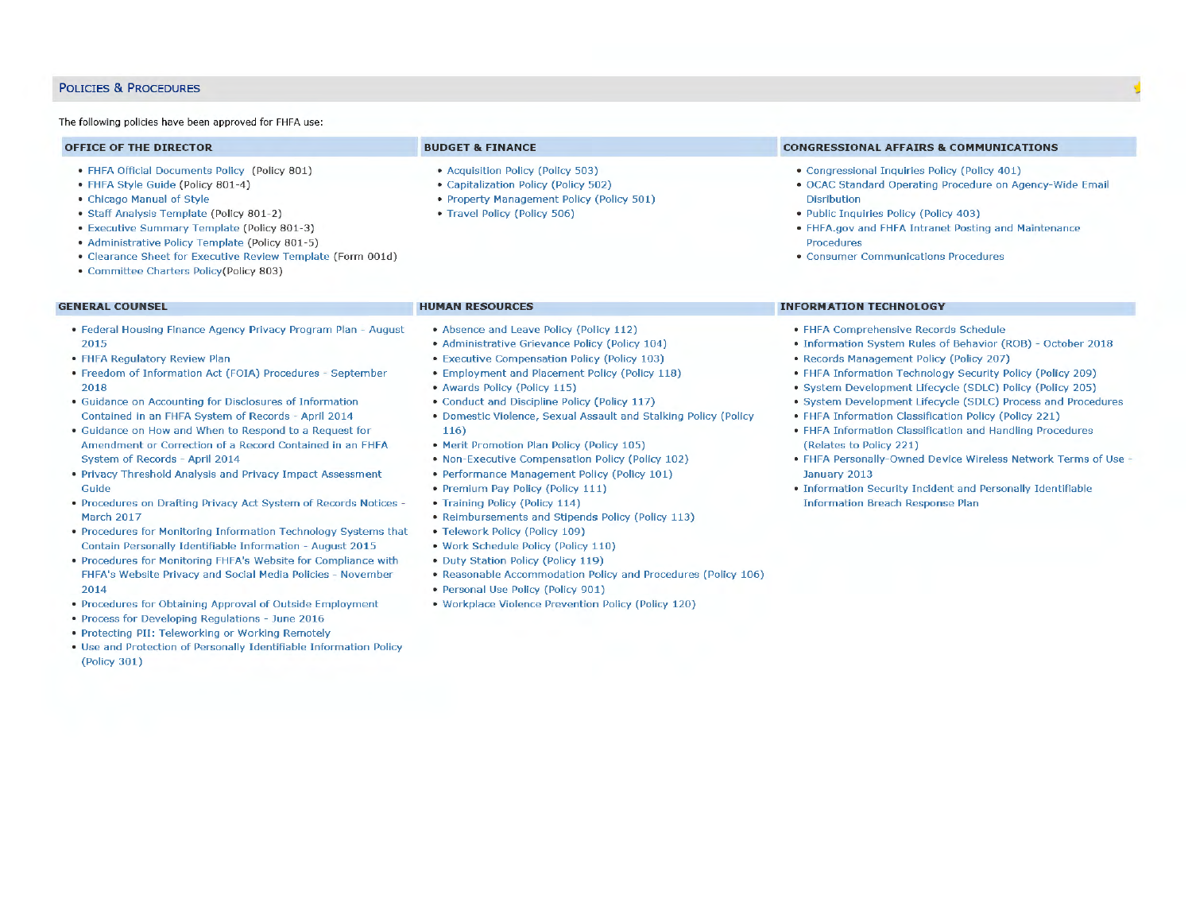## Policies & Procedures

The following policies have been approved for FHFA use:

### OFFICE OF THE DIRECTOR

- FHFA Official Documents Policy (Policy 801)
- FHFA Style Guide (Policy 801-4)
- Chicago Manual of Style
- Staff Analysis Template (Policy 801-2)
- Executive Summary Template (Policy 801-3)
- Administrative Policy Template (Policy 801-5)
- Clearance Sheet for Executive Review Template (Form 001d)
- Committee Charters Policy(Policy 803)

### BUDGET & FINANCE

- Acquisition Policy (Policy 503)
- Capitalization Policy (Policy 502)
- Property Management Policy (Policy 501)
- Travel Policy (Policy 506)

### CONGRESSIONAL AFFAIRS & COMMUNICATIONS

- Congressional Inquiries Policy (Policy 401)
- OCAC Standard Operating Procedure on Agency-Wide Email Disribution
- Public Inquiries Policy (Policy 403)
- FHFA.gov and FHFA Intranet Posting and Maintenance Procedures
- Consumer Communications Procedures

### GENERAL COUNSEL

- Federal Housing Finance Agency Privacy Program Plan - August 2015
- FHFA Regulatory Review Plan
- Freedom of Information Act (FOIA) Procedures - September 2018
- Guidance on Accounting for Disclosures of Information Contained in an FHFA System of Records - April 2014
- Guidance on How and When to Respond to a Request for Amendment or Correction of a Record Contained in an FHFA System of Records - April 2014
- Privacy Threshold Analysis and Privacy Impact Assessment Guide
- Procedures on Drafting Privacy Act System of Records Notices - March 2017
- Procedures for Monitoring Information Technology Systems that Contain Personally Identifiable Information - August 2015
- Procedures for Monitoring FHFA's Website for Compliance with FHFA's Website Privacy and Social Media Policies - November 2014
- Procedures for Obtaining Approval of Outside Employment
- Process for Developing Regulations - June 2016
- Protecting PII: Teleworking or Working Remotely
- Use and Protection of Personally Identifiable Information Policy (Policy 301)

### HUMAN RESOURCES

- Absence and Leave Policy (Policy 112)
- Administrative Grievance Policy (Policy 104)
- Executive Compensation Policy (Policy 103)
- Employment and Placement Policy (Policy 118)
- Awards Policy (Policy 115)
- Conduct and Discipline Policy (Policy 117)
- Domestic Violence, Sexual Assault and Stalking Policy (Policy 116)
- Merit Promotion Plan Policy (Policy 105)
- Non-Executive Compensation Policy (Policy 102)
- Performance Management Policy (Policy 101)
- Premium Pay Policy (Policy 111)
- Training Policy (Policy 114)
- Reimbursements and Stipends Policy (Policy 113)
- Telework Policy (Policy 109)
- Work Schedule Policy (Policy 110)
- Duty Station Policy (Policy 119)
- Reasonable Accommodation Policy and Procedures (Policy 106)
- Personal Use Policy (Policy 901)
- Workplace Violence Prevention Policy (Policy 120)

### INFORMATION TECHNOLOGY

- FHFA Comprehensive Records Schedule
- Information System Rules of Behavior (ROB) - October 2018
- Records Management Policy (Policy 207)
- FHFA Information Technology Security Policy (Policy 209)
- System Development Lifecycle (SDLC) Policy (Policy 205)
- System Development Lifecycle (SDLC) Process and Procedures
- FHFA Information Classification Policy (Policy 221)
- FHFA Information Classification and Handling Procedures (Relates to Policy 221)
- FHFA Personally-Owned Device Wireless Network Terms of Use - January 2013
- Information Security Incident and Personally Identifiable Information Breach Response Plan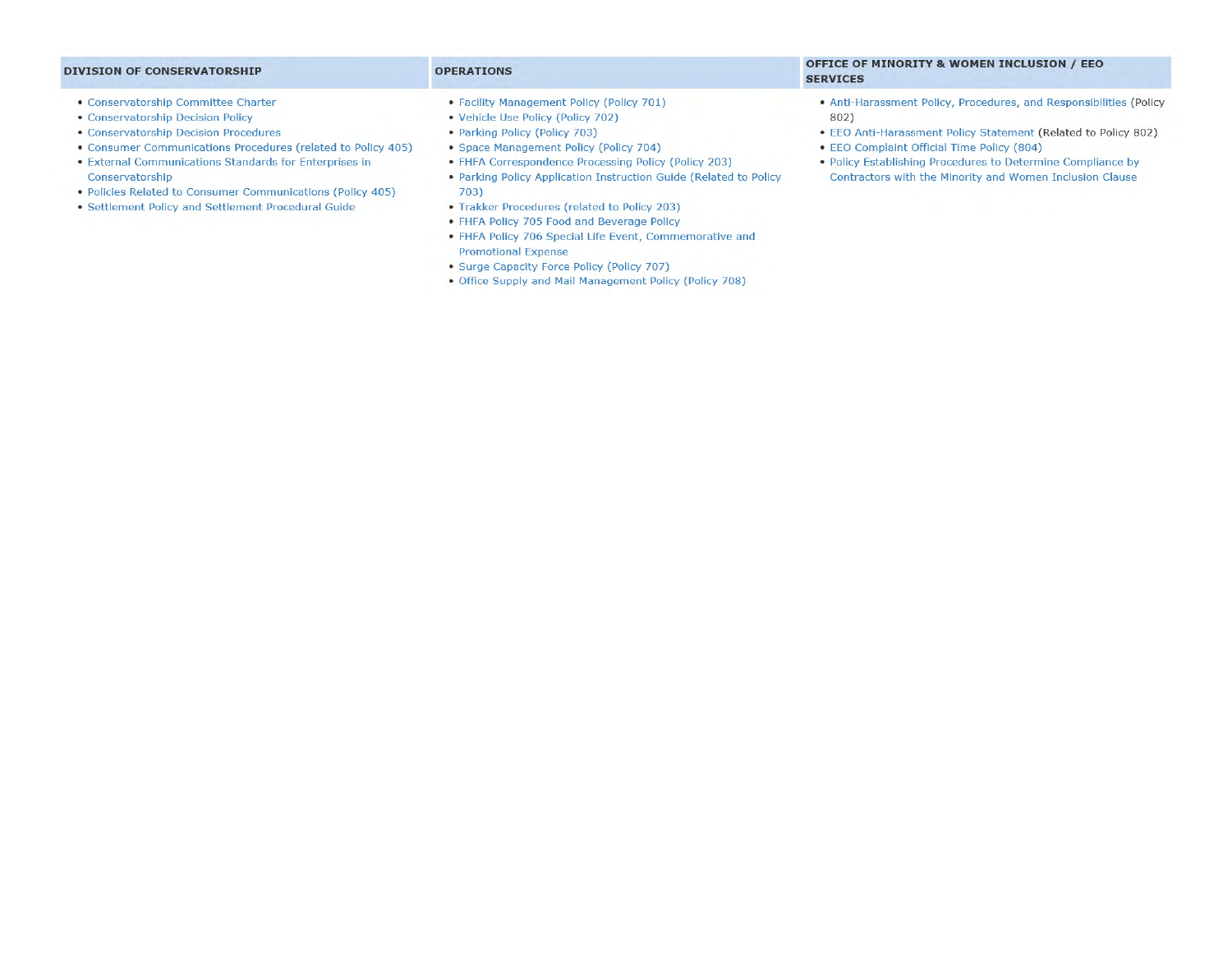| DIVISION OF CONSERVATORSHIP | OPERATIONS | OFFICE OF MINORITY & WOMEN INCLUSION / EEO SERVICES |
|---|---|---|
| • Conservatorship Committee Charter<br>• Conservatorship Decision Policy<br>• Conservatorship Decision Procedures<br>• Consumer Communications Procedures (related to Policy 405)<br>• External Communications Standards for Enterprises in Conservatorship<br>• Policies Related to Consumer Communications (Policy 405)<br>• Settlement Policy and Settlement Procedural Guide | • Facility Management Policy (Policy 701)<br>• Vehicle Use Policy (Policy 702)<br>• Parking Policy (Policy 703)<br>• Space Management Policy (Policy 704)<br>• FHFA Correspondence Processing Policy (Policy 203)<br>• Parking Policy Application Instruction Guide (Related to Policy 703)<br>• Trakker Procedures (related to Policy 203)<br>• FHFA Policy 705 Food and Beverage Policy<br>• FHFA Policy 706 Special Life Event, Commemorative and Promotional Expense<br>• Surge Capacity Force Policy (Policy 707)<br>• Office Supply and Mail Management Policy (Policy 708) | • Anti-Harassment Policy, Procedures, and Responsibilities (Policy 802)<br>• EEO Anti-Harassment Policy Statement (Related to Policy 802)<br>• EEO Complaint Official Time Policy (804)<br>• Policy Establishing Procedures to Determine Compliance by Contractors with the Minority and Women Inclusion Clause |